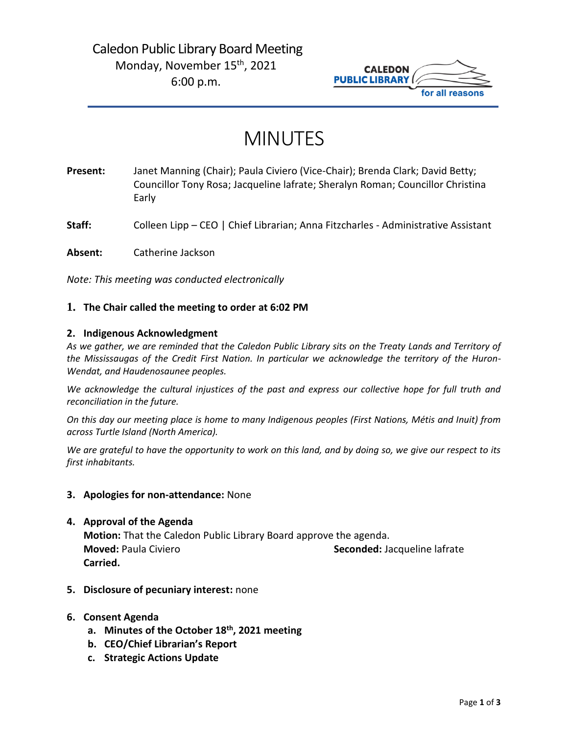Caledon Public Library Board Meeting
Monday, November 15th, 2021
6:00 p.m.

CALEDON PUBLIC LIBRARY
for all reasons

# MINUTES

**Present:** Janet Manning (Chair); Paula Civiero (Vice-Chair); Brenda Clark; David Betty; Councillor Tony Rosa; Jacqueline lafrate; Sheralyn Roman; Councillor Christina Early

**Staff:** Colleen Lipp – CEO | Chief Librarian; Anna Fitzcharles - Administrative Assistant

**Absent:** Catherine Jackson

*Note: This meeting was conducted electronically*

1. **The Chair called the meeting to order at 6:02 PM**

2. **Indigenous Acknowledgment**

   *As we gather, we are reminded that the Caledon Public Library sits on the Treaty Lands and Territory of the Mississaugas of the Credit First Nation. In particular we acknowledge the territory of the Huron-Wendat, and Haudenosaunee peoples.*

   *We acknowledge the cultural injustices of the past and express our collective hope for full truth and reconciliation in the future.*

   *On this day our meeting place is home to many Indigenous peoples (First Nations, Métis and Inuit) from across Turtle Island (North America).*

   *We are grateful to have the opportunity to work on this land, and by doing so, we give our respect to its first inhabitants.*

3. **Apologies for non-attendance:** None

4. **Approval of the Agenda**

   **Motion:** That the Caledon Public Library Board approve the agenda.
   **Moved:** Paula Civiero **Seconded:** Jacqueline lafrate
   **Carried.**

5. **Disclosure of pecuniary interest:** none

6. **Consent Agenda**
   a. **Minutes of the October 18th, 2021 meeting**
   b. **CEO/Chief Librarian's Report**
   c. **Strategic Actions Update**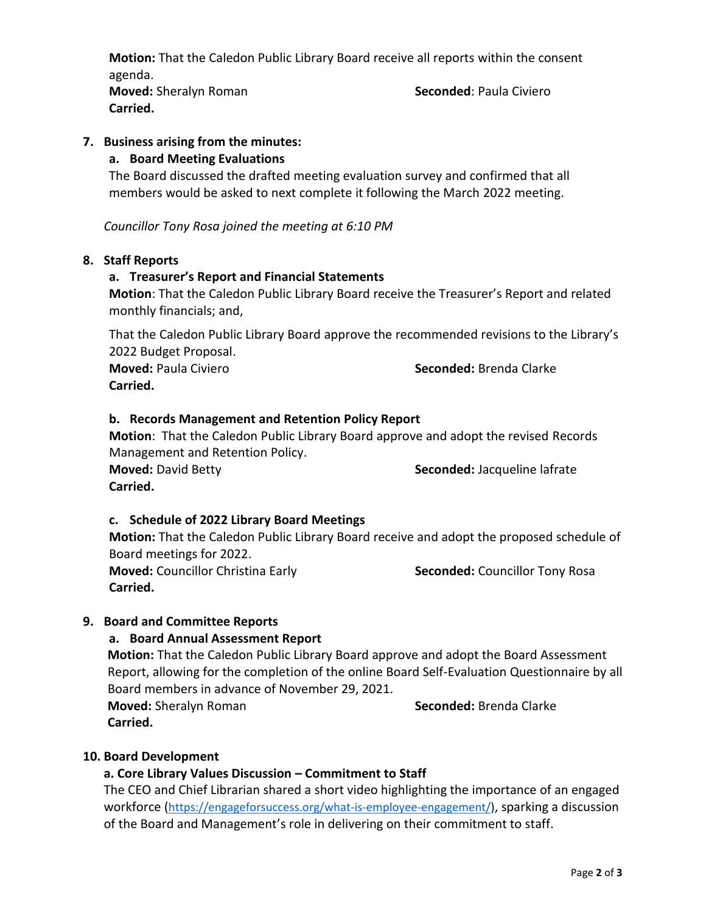**Motion:** That the Caledon Public Library Board receive all reports within the consent agenda.
**Moved:** Sheralyn Roman **Seconded**: Paula Civiero
**Carried.**

## 7. Business arising from the minutes:

### a. Board Meeting Evaluations

The Board discussed the drafted meeting evaluation survey and confirmed that all members would be asked to next complete it following the March 2022 meeting.

*Councillor Tony Rosa joined the meeting at 6:10 PM*

## 8. Staff Reports

### a. Treasurer's Report and Financial Statements

**Motion**: That the Caledon Public Library Board receive the Treasurer's Report and related monthly financials; and,

That the Caledon Public Library Board approve the recommended revisions to the Library's 2022 Budget Proposal.
**Moved:** Paula Civiero **Seconded:** Brenda Clarke
**Carried.**

### b. Records Management and Retention Policy Report

**Motion**: That the Caledon Public Library Board approve and adopt the revised Records Management and Retention Policy.
**Moved:** David Betty **Seconded:** Jacqueline Iafrate
**Carried.**

### c. Schedule of 2022 Library Board Meetings

**Motion:** That the Caledon Public Library Board receive and adopt the proposed schedule of Board meetings for 2022.
**Moved:** Councillor Christina Early **Seconded:** Councillor Tony Rosa
**Carried.**

## 9. Board and Committee Reports

### a. Board Annual Assessment Report

**Motion:** That the Caledon Public Library Board approve and adopt the Board Assessment Report, allowing for the completion of the online Board Self-Evaluation Questionnaire by all Board members in advance of November 29, 2021.
**Moved:** Sheralyn Roman **Seconded:** Brenda Clarke
**Carried.**

## 10. Board Development

### a. Core Library Values Discussion – Commitment to Staff

The CEO and Chief Librarian shared a short video highlighting the importance of an engaged workforce (https://engageforsuccess.org/what-is-employee-engagement/), sparking a discussion of the Board and Management's role in delivering on their commitment to staff.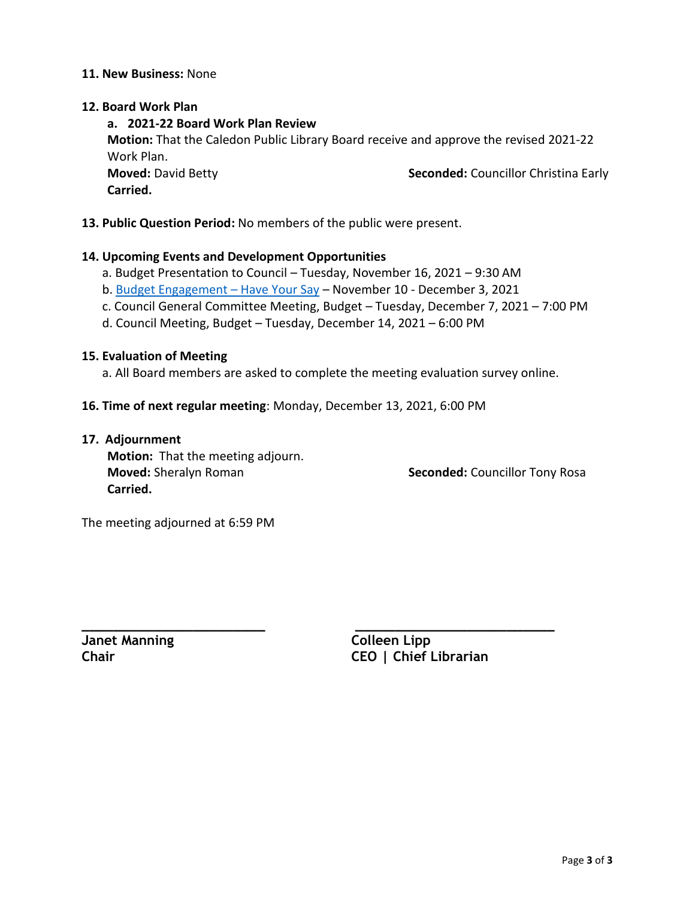**11. New Business:** None

**12. Board Work Plan**

**a. 2021-22 Board Work Plan Review**

**Motion:** That the Caledon Public Library Board receive and approve the revised 2021-22 Work Plan.

**Moved:** David Betty **Seconded:** Councillor Christina Early

**Carried.**

**13. Public Question Period:** No members of the public were present.

**14. Upcoming Events and Development Opportunities**

a. Budget Presentation to Council – Tuesday, November 16, 2021 – 9:30 AM
b. Budget Engagement – Have Your Say – November 10 - December 3, 2021
c. Council General Committee Meeting, Budget – Tuesday, December 7, 2021 – 7:00 PM
d. Council Meeting, Budget – Tuesday, December 14, 2021 – 6:00 PM

**15. Evaluation of Meeting**

a. All Board members are asked to complete the meeting evaluation survey online.

**16. Time of next regular meeting**: Monday, December 13, 2021, 6:00 PM

**17. Adjournment**

**Motion:** That the meeting adjourn.

**Moved:** Sheralyn Roman **Seconded:** Councillor Tony Rosa

**Carried.**

The meeting adjourned at 6:59 PM

\_\_\_\_\_\_\_\_\_\_\_\_\_\_\_\_\_\_\_\_\_\_\_\_\_\_

**Janet Manning**
**Chair**

\_\_\_\_\_\_\_\_\_\_\_\_\_\_\_\_\_\_\_\_\_\_\_\_\_\_

**Colleen Lipp**
**CEO | Chief Librarian**